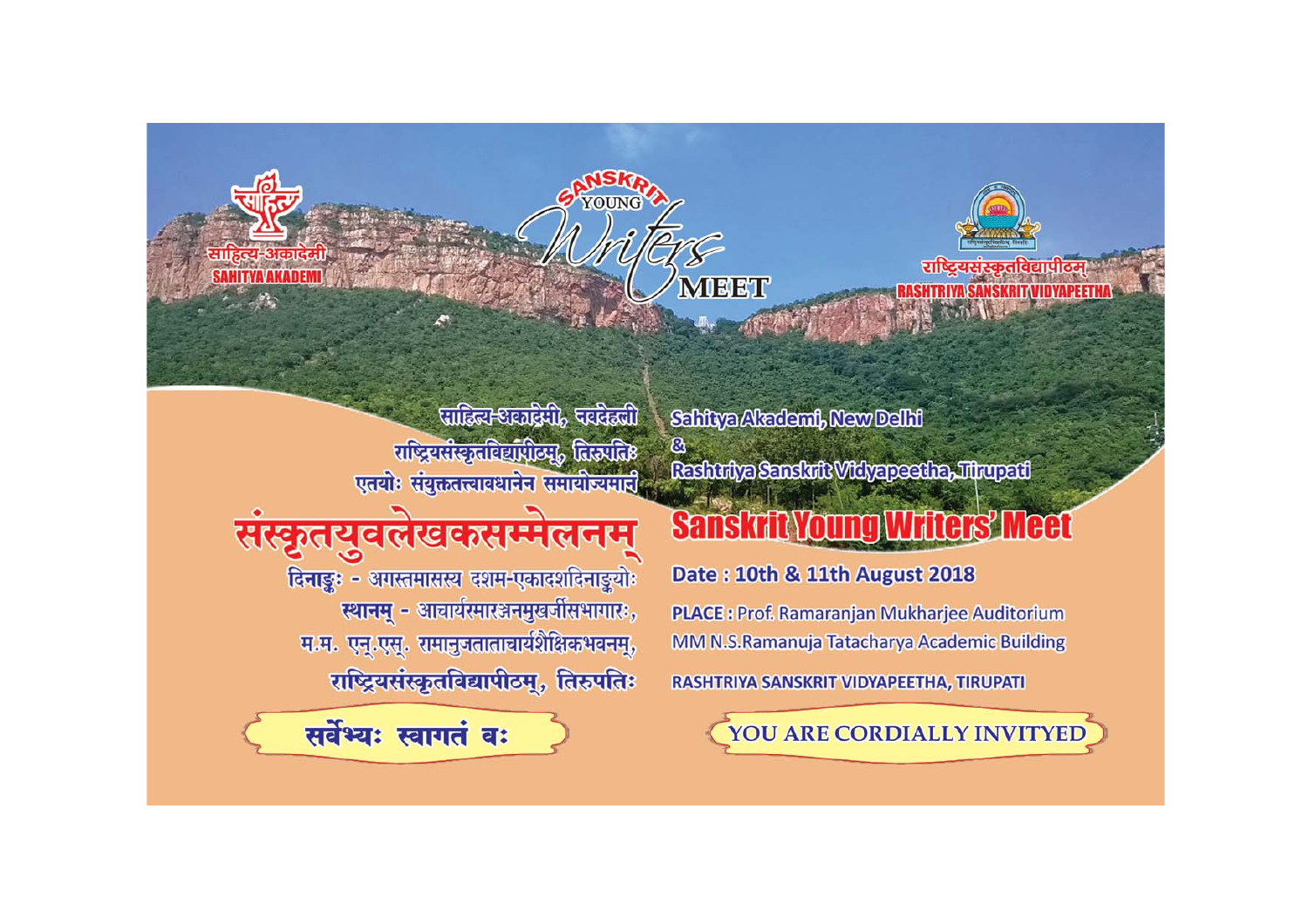साहित्य-अकादेमी
SAHITYA AKADEMI

SANSKRIT YOUNG Writers MEET

राष्ट्रियसंस्कृतविद्यापीठम्
RASHTRIYA SANSKRIT VIDYAPEETHA

साहित्य-अकादेमी, नवदेहली
राष्ट्रियसंस्कृतविद्यापीठम्, तिरुपतिः
एतयोः संयुक्ततत्त्वावधानेन समायोज्यमानं

# संस्कृतयुवलेखकसम्मेलनम्

दिनाङ्कः - अगस्तमासस्य दशम-एकादशदिनाङ्कयोः
स्थानम् - आचार्यरमारञ्जनमुखर्जीसभागारः,
म.म. एन्.एस्. रामानुजताताचार्यशैक्षिकभवनम्,
राष्ट्रियसंस्कृतविद्यापीठम्, तिरुपतिः

**सर्वेभ्यः स्वागतं वः**

Sahitya Akademi, New Delhi
&
Rashtriya Sanskrit Vidyapeetha, Tirupati

# Sanskrit Young Writers' Meet

**Date : 10th & 11th August 2018**

**PLACE :** Prof. Ramaranjan Mukharjee Auditorium
MM N.S.Ramanuja Tatacharya Academic Building

RASHTRIYA SANSKRIT VIDYAPEETHA, TIRUPATI

**YOU ARE CORDIALLY INVITYED**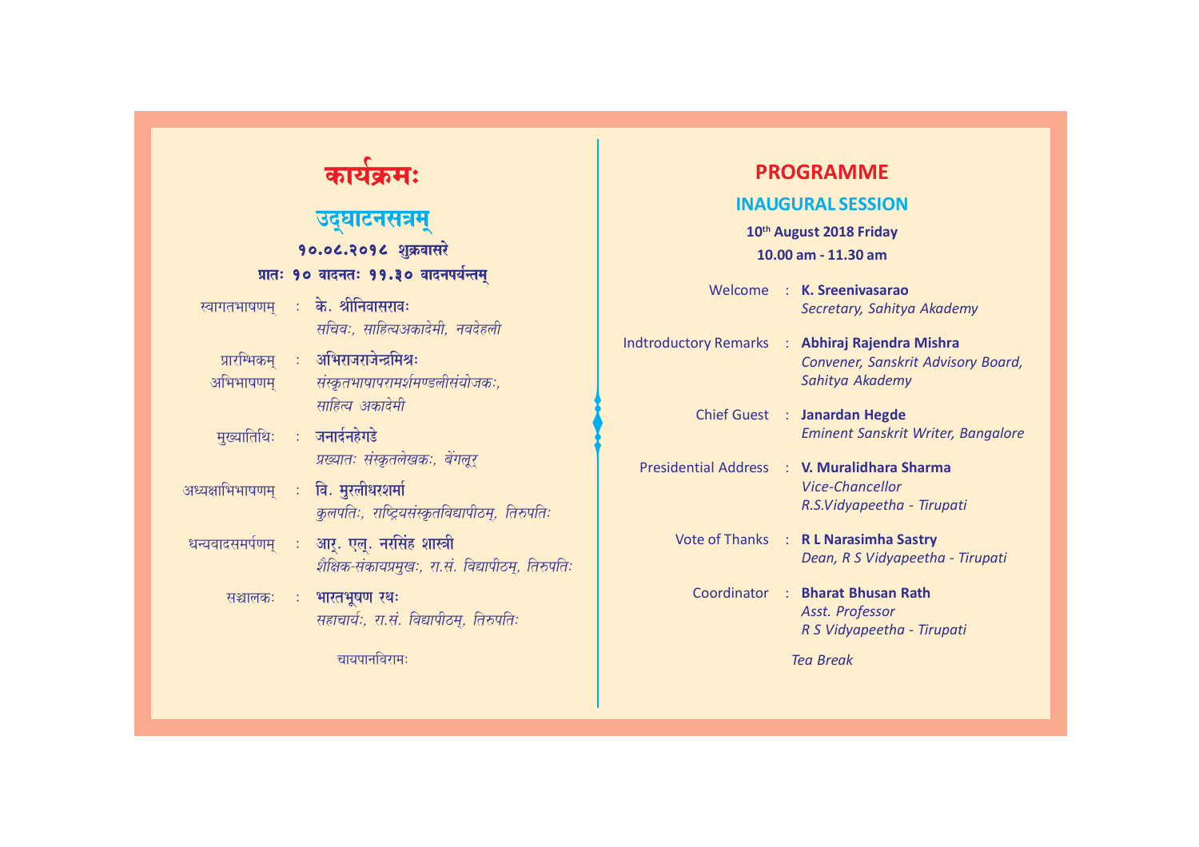# कार्यक्रमः

## उद्घाटनसत्रम्

**१०.०८.२०१८ शुक्रवासरे**

**प्रातः १० वादनतः ११.३० वादनपर्यन्तम्**

स्वागतभाषणम् : **के. श्रीनिवासरावः**
*सचिवः, साहित्यअकादेमी, नवदेहली*

प्रारम्भिकम् अभिभाषणम् : **अभिराजराजेन्द्रमिश्रः**
*संस्कृतभाषापरामर्शमण्डलीसंयोजकः, साहित्य अकादेमी*

मुख्यातिथिः : **जनार्दनहेगडे**
*प्रख्यातः संस्कृतलेखकः, बेंगलूर्*

अध्यक्षाभिभाषणम् : **वि. मुरलीधरशर्मा**
*कुलपतिः, राष्ट्रियसंस्कृतविद्यापीठम्, तिरुपतिः*

धन्यवादसमर्पणम् : **आर्. एल्. नरसिंह शास्त्री**
*शैक्षिक-संकायप्रमुखः, रा.सं. विद्यापीठम्, तिरुपतिः*

सञ्चालकः : **भारतभूषण रथः**
*सहाचार्यः, रा.सं. विद्यापीठम्, तिरुपतिः*

चायपानविरामः

# PROGRAMME

## INAUGURAL SESSION

**10th August 2018 Friday**

**10.00 am - 11.30 am**

Welcome : **K. Sreenivasarao**
*Secretary, Sahitya Akademy*

Indtroductory Remarks : **Abhiraj Rajendra Mishra**
*Convener, Sanskrit Advisory Board, Sahitya Akademy*

Chief Guest : **Janardan Hegde**
*Eminent Sanskrit Writer, Bangalore*

Presidential Address : **V. Muralidhara Sharma**
*Vice-Chancellor*
*R.S.Vidyapeetha - Tirupati*

Vote of Thanks : **R L Narasimha Sastry**
*Dean, R S Vidyapeetha - Tirupati*

Coordinator : **Bharat Bhusan Rath**
*Asst. Professor*
*R S Vidyapeetha - Tirupati*

*Tea Break*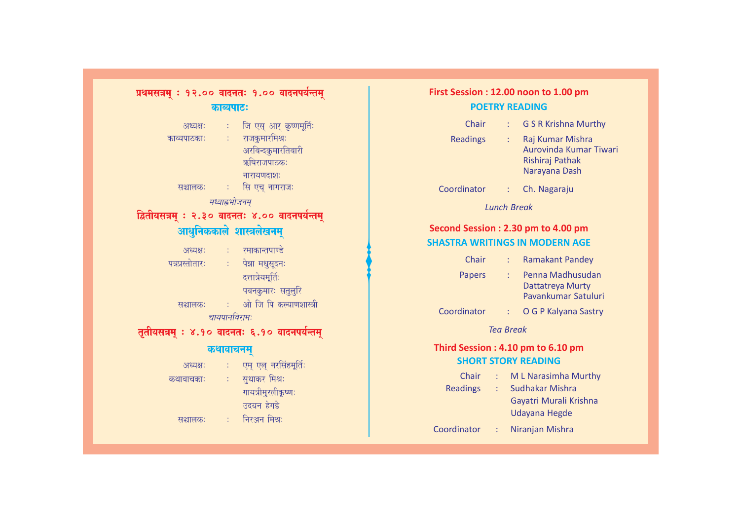## प्रथमसत्रम् : १२.०० वादनतः १.०० वादनपर्यन्तम्

### काव्यपाठः

अध्यक्षः : जि एस् आर् कृष्णमूर्तिः

काव्यपाठकाः : राजकुमारमिश्रः
अरविन्दकुमारतिवारी
ऋषिराजपाठकः
नारायणदाशः

सञ्चालकः : सि एच् नागराजः

*मध्याह्नभोजनम्*

## द्वितीयसत्रम् : २.३० वादनतः ४.०० वादनपर्यन्तम्

### आधुनिककाले शास्त्रलेखनम्

अध्यक्षः : रमाकान्तपाण्डे

पत्रप्रस्तोतारः : पेन्ना मधुसूदनः
दत्तात्रेयमूर्तिः
पवनकुमारः सतुलुरि

सञ्चालकः : ओ जि पि कल्याणशास्त्री

*चायपानविरामः*

## तृतीयसत्रम् : ४.१० वादनतः ६.१० वादनपर्यन्तम्

### कथावाचनम्

अध्यक्षः : एम् एल् नरसिंहमूर्तिः

कथावाचकाः : सुधाकर मिश्रः
गायत्रीमुरलीकृष्णः
उदयन हेगडे

सञ्चालकः : निरञ्जन मिश्रः

## First Session : 12.00 noon to 1.00 pm

### POETRY READING

Chair : G S R Krishna Murthy

Readings : Raj Kumar Mishra
Aurovinda Kumar Tiwari
Rishiraj Pathak
Narayana Dash

Coordinator : Ch. Nagaraju

*Lunch Break*

## Second Session : 2.30 pm to 4.00 pm

### SHASTRA WRITINGS IN MODERN AGE

Chair : Ramakant Pandey

Papers : Penna Madhusudan
Dattatreya Murty
Pavankumar Satuluri

Coordinator : O G P Kalyana Sastry

*Tea Break*

## Third Session : 4.10 pm to 6.10 pm

### SHORT STORY READING

Chair : M L Narasimha Murthy

Readings : Sudhakar Mishra
Gayatri Murali Krishna
Udayana Hegde

Coordinator : Niranjan Mishra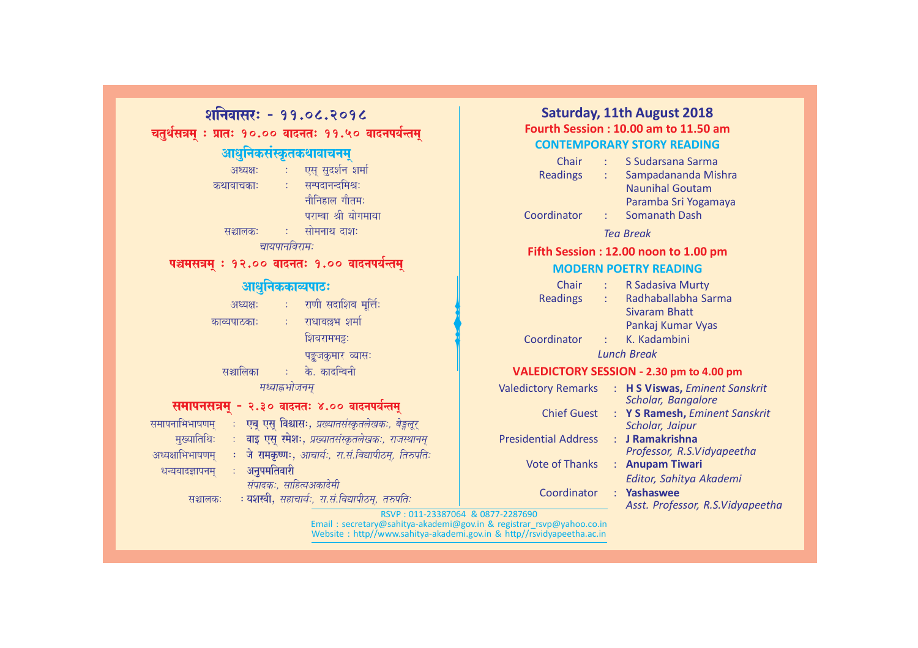## शनिवासरः - ११.०८.२०१८

### चतुर्थसत्रम् : प्रातः १०.०० वादनतः ११.५० वादनपर्यन्तम्

#### आधुनिकसंस्कृतकथावाचनम्

अध्यक्षः : एस् सुदर्शन शर्मा

कथावाचकाः : सम्पदानन्दमिश्रः
नौनिहाल गौतमः
पराम्बा श्री योगमाया

सञ्चालकः : सोमनाथ दाशः

*चायपानविरामः*

### पञ्चमसत्रम् : १२.०० वादनतः १.०० वादनपर्यन्तम्

#### आधुनिककाव्यपाठः

अध्यक्षः : राणी सदाशिव मूर्त्तिः

काव्यपाठकाः : राधावल्लभ शर्मा
शिवरामभट्टः
पङ्कजकुमार व्यासः

सञ्चालिका : के. कादम्बिनी

*मध्याह्नभोजनम्*

### समापनसत्रम् - २.३० वादनतः ४.०० वादनपर्यन्तम्

समापनाभिभाषणम् : **एच् एस् विश्वासः**, *प्रख्यातसंस्कृतलेखकः, बेङ्गलूरु*

मुख्यातिथिः : **वाइ एस् रमेशः**, *प्रख्यातसंस्कृतलेखकः, राजस्थानम्*

अध्यक्षाभिभाषणम् : **जे रामकृष्णः**, *आचार्यः, रा.सं.विद्यापीठम्, तिरुपतिः*

धन्यवादज्ञापनम् : **अनुपमतिवारी**
*संपादकः, साहित्यअकादेमी*

सञ्चालकः : **यशस्वी**, *सहाचार्यः, रा.सं.विद्यापीठम्, तरुपतिः*

## Saturday, 11th August 2018

### Fourth Session : 10.00 am to 11.50 am

#### CONTEMPORARY STORY READING

Chair : S Sudarsana Sarma

Readings : Sampadananda Mishra
Naunihal Goutam
Paramba Sri Yogamaya

Coordinator : Somanath Dash

*Tea Break*

### Fifth Session : 12.00 noon to 1.00 pm

#### MODERN POETRY READING

Chair : R Sadasiva Murty

Readings : Radhaballabha Sarma
Sivaram Bhatt
Pankaj Kumar Vyas

Coordinator : K. Kadambini

*Lunch Break*

### VALEDICTORY SESSION - 2.30 pm to 4.00 pm

Valedictory Remarks : **H S Viswas,** *Eminent Sanskrit Scholar, Bangalore*

Chief Guest : **Y S Ramesh,** *Eminent Sanskrit Scholar, Jaipur*

Presidential Address : **J Ramakrishna**
*Professor, R.S.Vidyapeetha*

Vote of Thanks : **Anupam Tiwari**
*Editor, Sahitya Akademi*

Coordinator : **Yashaswee**
*Asst. Professor, R.S.Vidyapeetha*

RSVP : 011-23387064 & 0877-2287690
Email : secretary@sahitya-akademi@gov.in & registrar_rsvp@yahoo.co.in
Website : http//www.sahitya-akademi.gov.in & http//rsvidyapeetha.ac.in